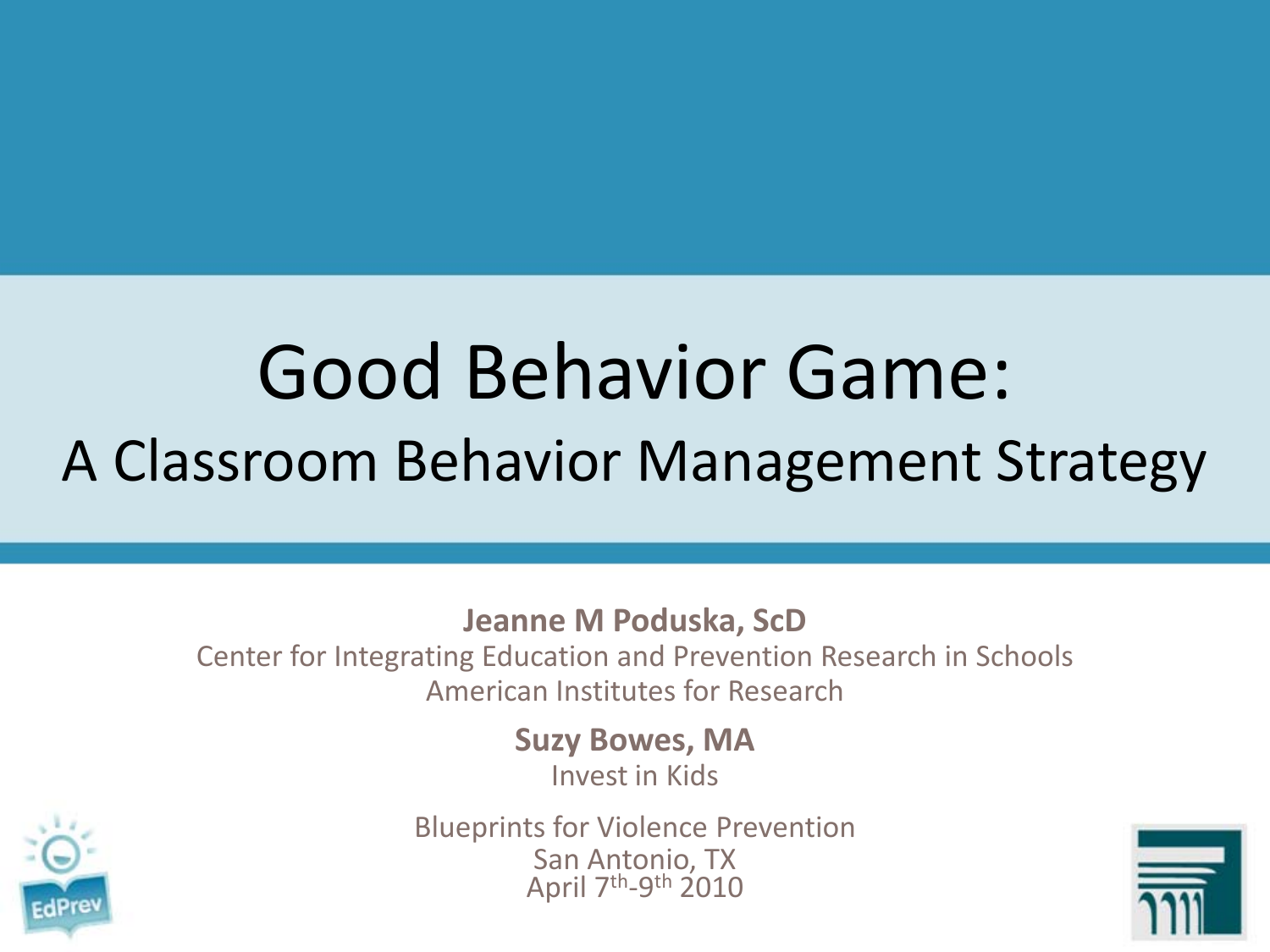# Good Behavior Game:

## A Classroom Behavior Management Strategy

**Jeanne M Poduska, ScD**
Center for Integrating Education and Prevention Research in Schools
American Institutes for Research

**Suzy Bowes, MA**
Invest in Kids

Blueprints for Violence Prevention
San Antonio, TX
April 7th-9th 2010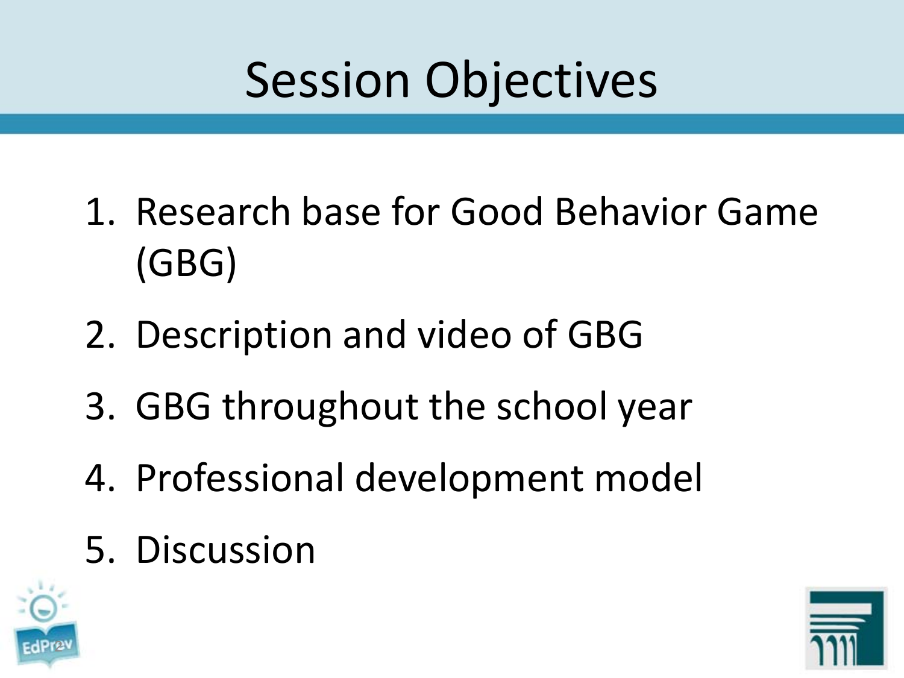# Session Objectives

1. Research base for Good Behavior Game (GBG)
2. Description and video of GBG
3. GBG throughout the school year
4. Professional development model
5. Discussion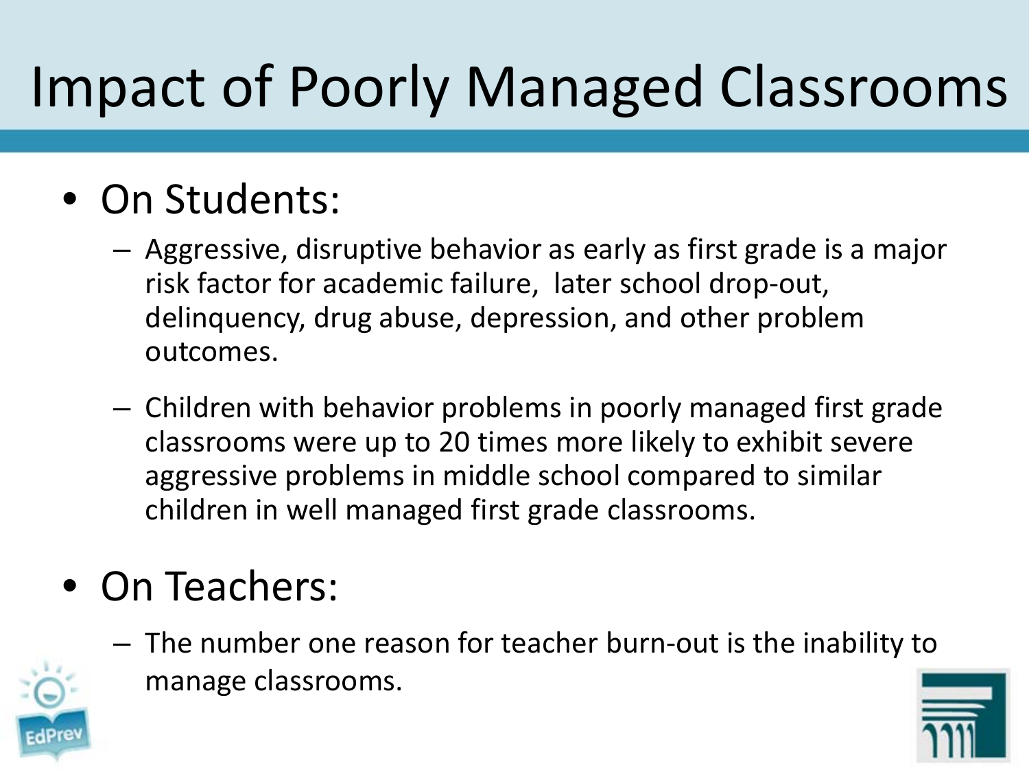# Impact of Poorly Managed Classrooms

- On Students:
  - Aggressive, disruptive behavior as early as first grade is a major risk factor for academic failure, later school drop-out, delinquency, drug abuse, depression, and other problem outcomes.
  - Children with behavior problems in poorly managed first grade classrooms were up to 20 times more likely to exhibit severe aggressive problems in middle school compared to similar children in well managed first grade classrooms.
- On Teachers:
  - The number one reason for teacher burn-out is the inability to manage classrooms.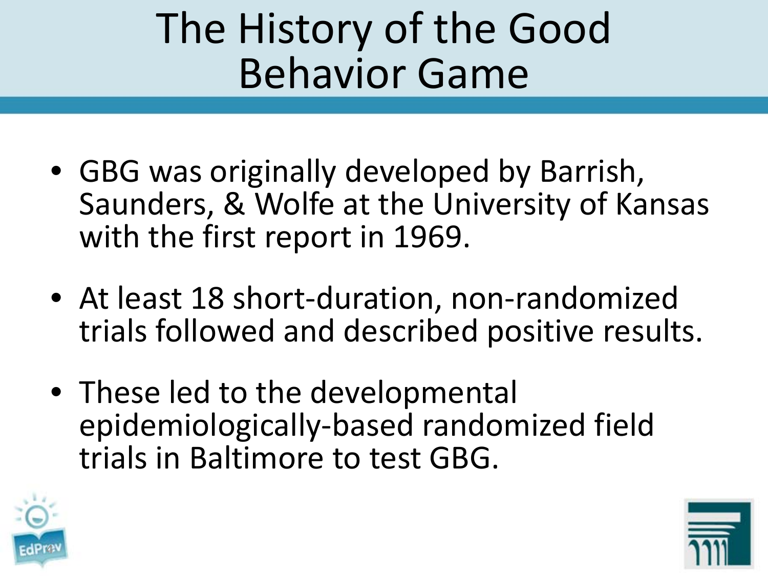# The History of the Good Behavior Game

- GBG was originally developed by Barrish, Saunders, & Wolfe at the University of Kansas with the first report in 1969.
- At least 18 short-duration, non-randomized trials followed and described positive results.
- These led to the developmental epidemiologically-based randomized field trials in Baltimore to test GBG.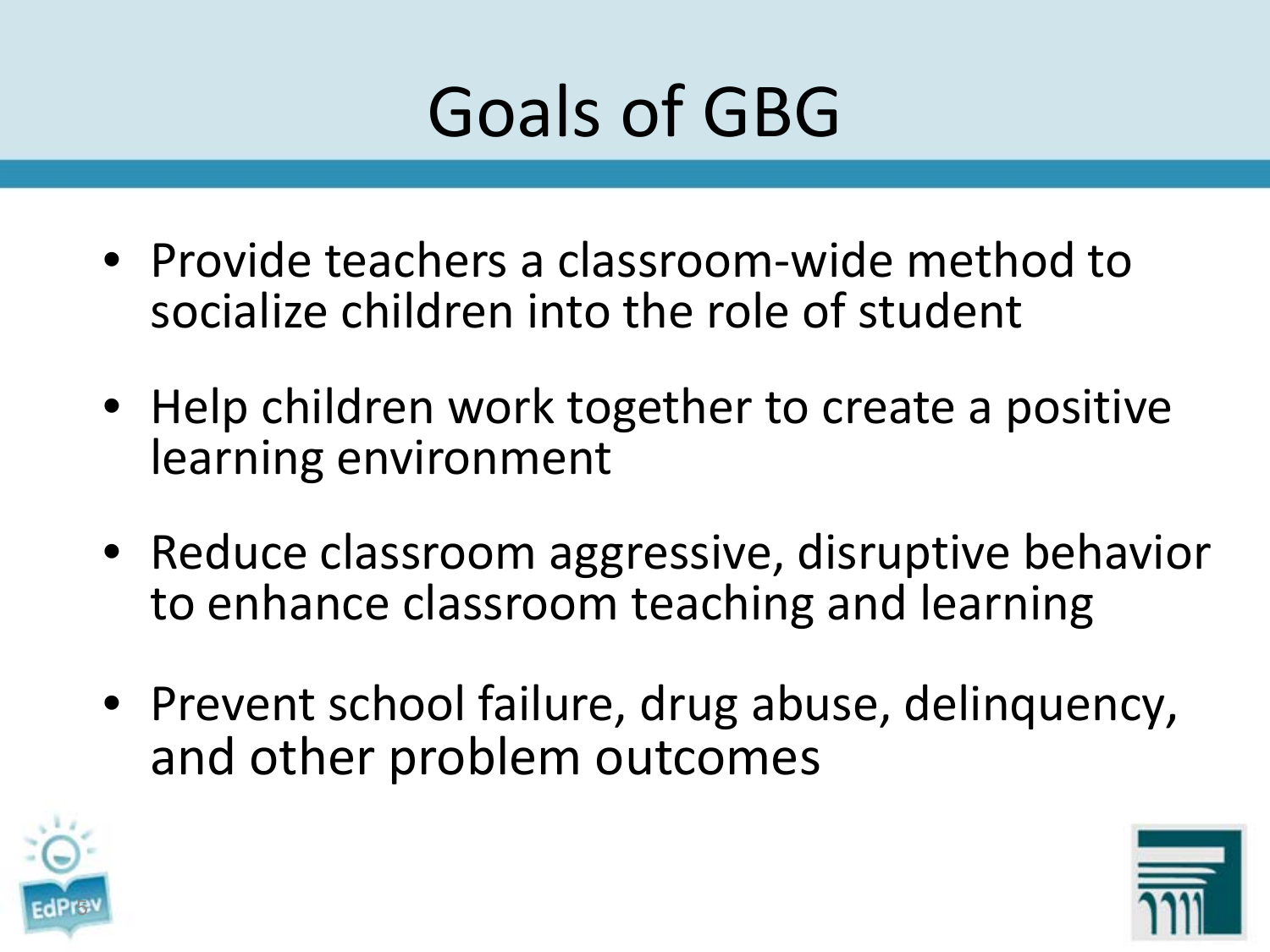# Goals of GBG

- Provide teachers a classroom-wide method to socialize children into the role of student
- Help children work together to create a positive learning environment
- Reduce classroom aggressive, disruptive behavior to enhance classroom teaching and learning
- Prevent school failure, drug abuse, delinquency, and other problem outcomes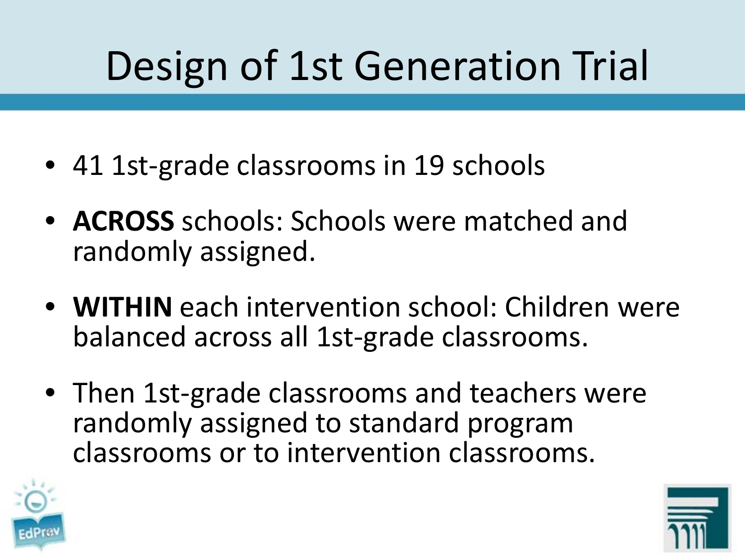# Design of 1st Generation Trial

- 41 1st-grade classrooms in 19 schools
- **ACROSS** schools: Schools were matched and randomly assigned.
- **WITHIN** each intervention school: Children were balanced across all 1st-grade classrooms.
- Then 1st-grade classrooms and teachers were randomly assigned to standard program classrooms or to intervention classrooms.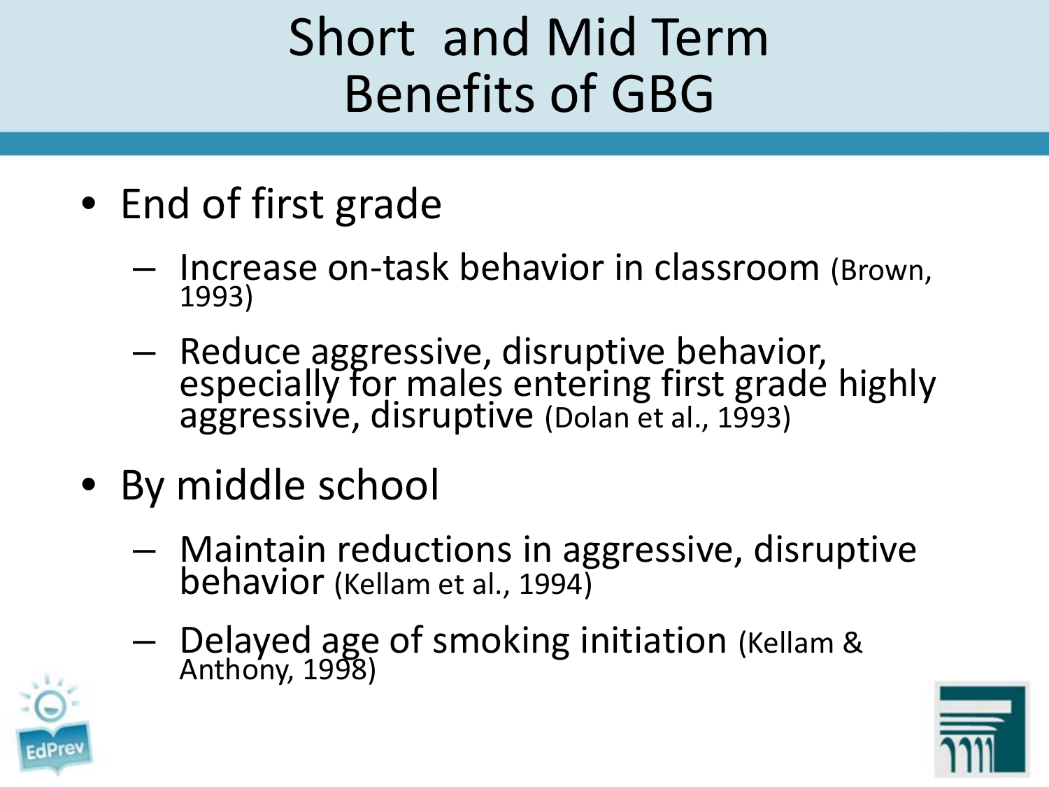# Short and Mid Term Benefits of GBG

- End of first grade
  - Increase on-task behavior in classroom (Brown, 1993)
  - Reduce aggressive, disruptive behavior, especially for males entering first grade highly aggressive, disruptive (Dolan et al., 1993)
- By middle school
  - Maintain reductions in aggressive, disruptive behavior (Kellam et al., 1994)
  - Delayed age of smoking initiation (Kellam & Anthony, 1998)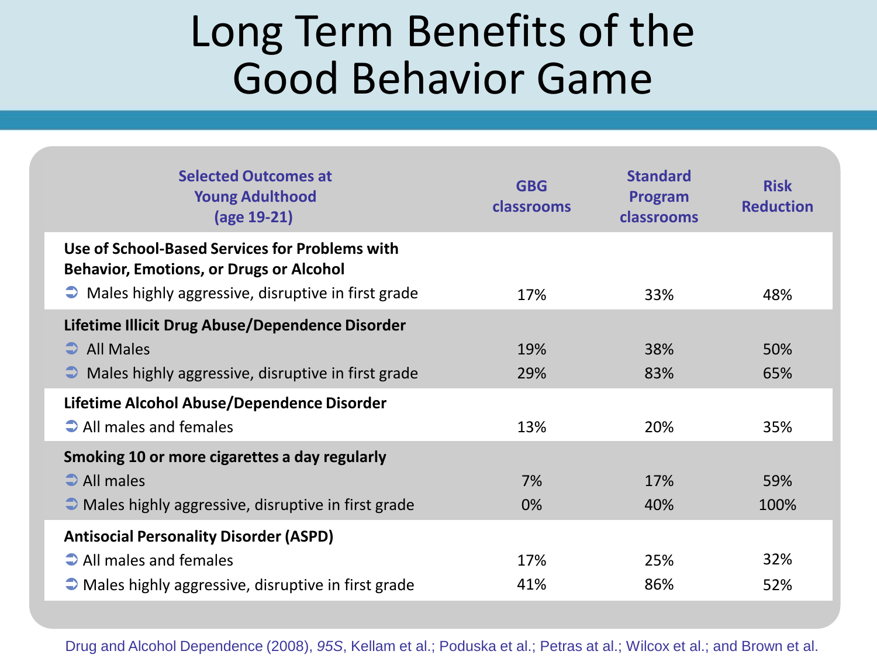# Long Term Benefits of the Good Behavior Game

| Selected Outcomes at Young Adulthood (age 19-21) | GBG classrooms | Standard Program classrooms | Risk Reduction |
|---|---|---|---|
| **Use of School-Based Services for Problems with Behavior, Emotions, or Drugs or Alcohol** | | | |
| Males highly aggressive, disruptive in first grade | 17% | 33% | 48% |
| **Lifetime Illicit Drug Abuse/Dependence Disorder** | | | |
| All Males | 19% | 38% | 50% |
| Males highly aggressive, disruptive in first grade | 29% | 83% | 65% |
| **Lifetime Alcohol Abuse/Dependence Disorder** | | | |
| All males and females | 13% | 20% | 35% |
| **Smoking 10 or more cigarettes a day regularly** | | | |
| All males | 7% | 17% | 59% |
| Males highly aggressive, disruptive in first grade | 0% | 40% | 100% |
| **Antisocial Personality Disorder (ASPD)** | | | |
| All males and females | 17% | 25% | 32% |
| Males highly aggressive, disruptive in first grade | 41% | 86% | 52% |

Drug and Alcohol Dependence (2008), *95S*, Kellam et al.; Poduska et al.; Petras at al.; Wilcox et al.; and Brown et al.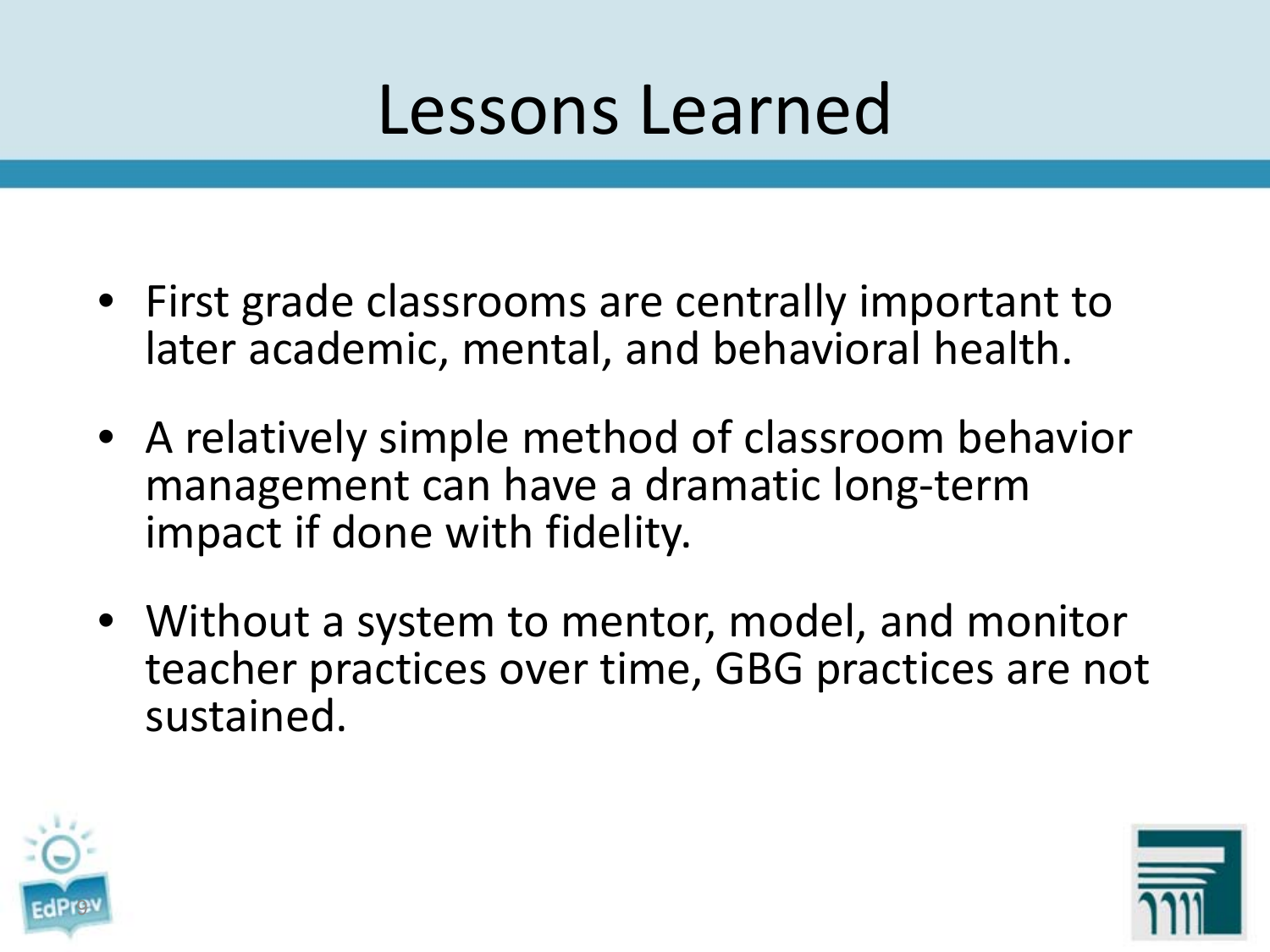# Lessons Learned

- First grade classrooms are centrally important to later academic, mental, and behavioral health.
- A relatively simple method of classroom behavior management can have a dramatic long-term impact if done with fidelity.
- Without a system to mentor, model, and monitor teacher practices over time, GBG practices are not sustained.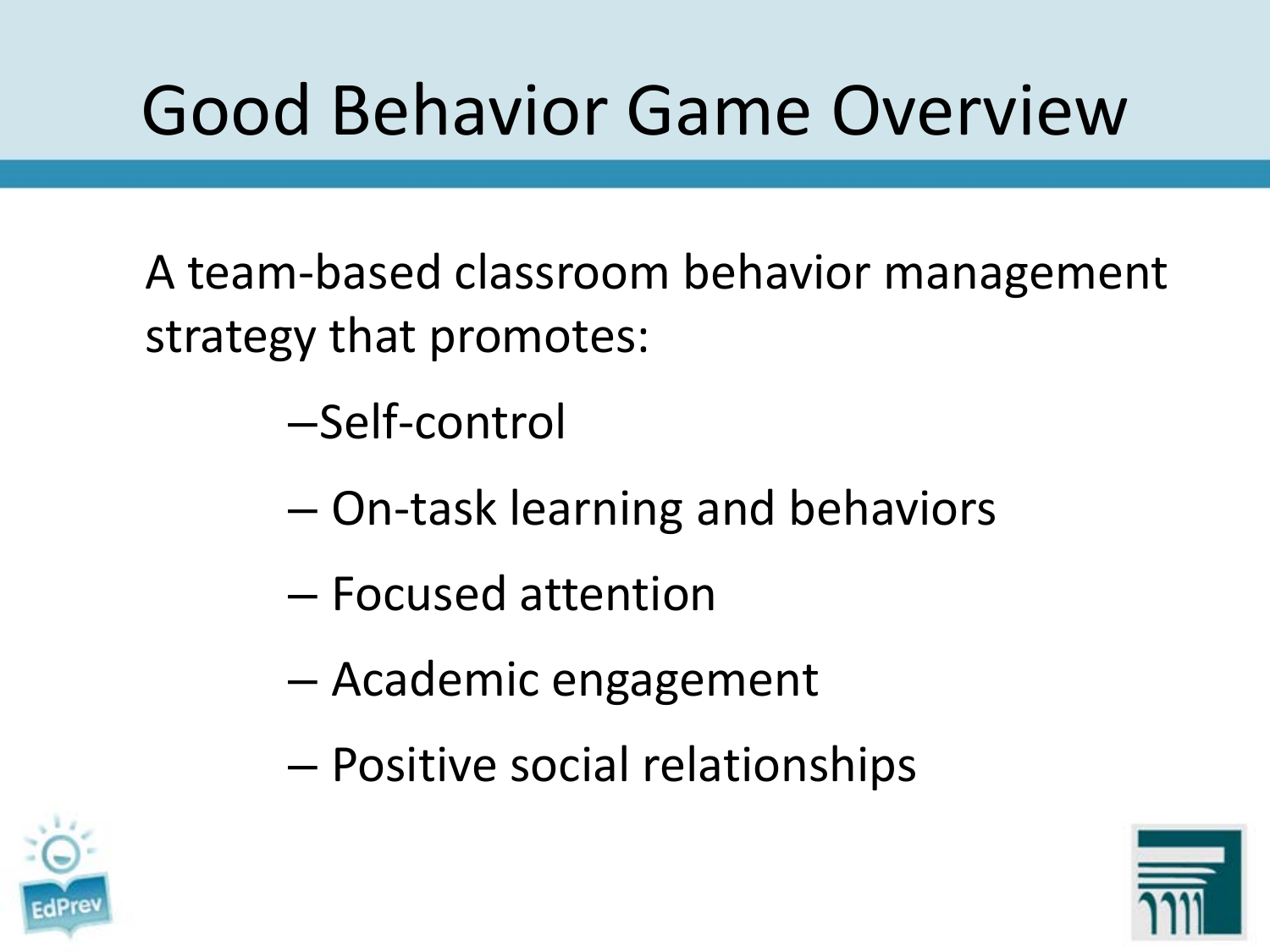# Good Behavior Game Overview

A team-based classroom behavior management strategy that promotes:

- Self-control
- On-task learning and behaviors
- Focused attention
- Academic engagement
- Positive social relationships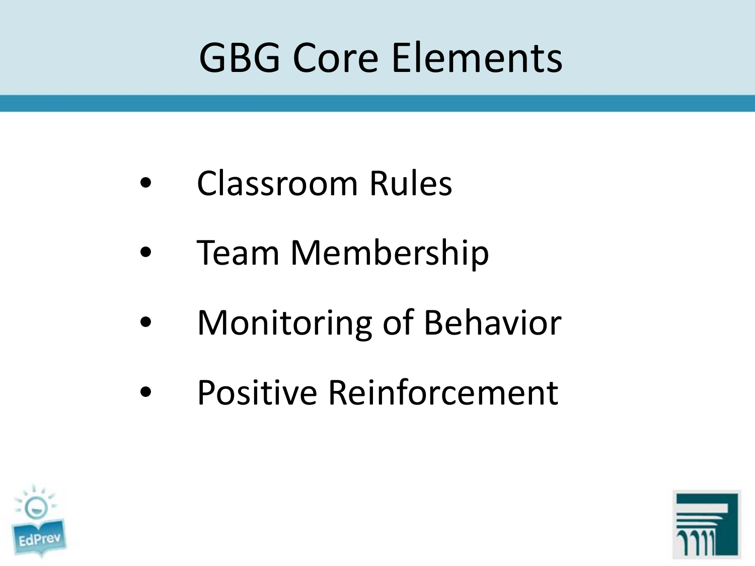# GBG Core Elements

- Classroom Rules
- Team Membership
- Monitoring of Behavior
- Positive Reinforcement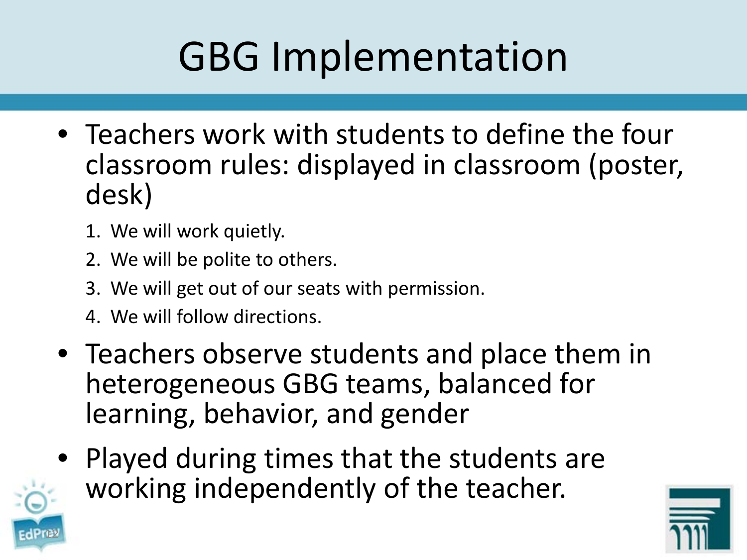# GBG Implementation

- Teachers work with students to define the four classroom rules: displayed in classroom (poster, desk)
  1. We will work quietly.
  2. We will be polite to others.
  3. We will get out of our seats with permission.
  4. We will follow directions.
- Teachers observe students and place them in heterogeneous GBG teams, balanced for learning, behavior, and gender
- Played during times that the students are working independently of the teacher.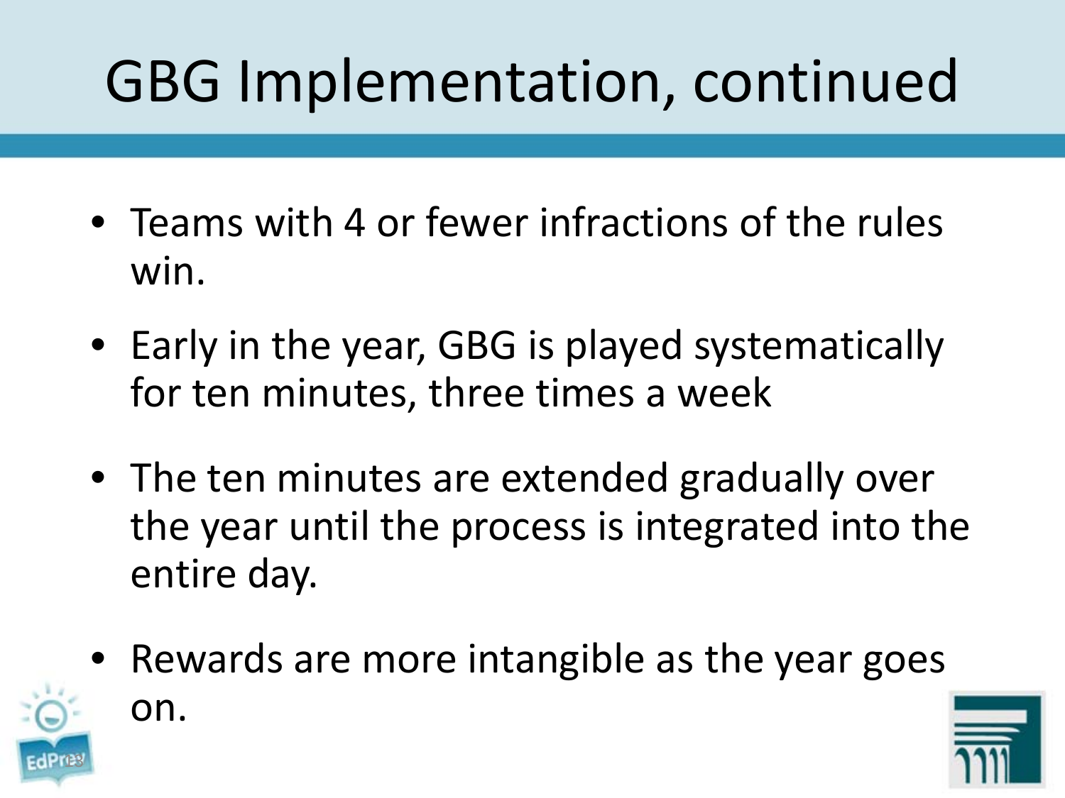# GBG Implementation, continued

- Teams with 4 or fewer infractions of the rules win.
- Early in the year, GBG is played systematically for ten minutes, three times a week
- The ten minutes are extended gradually over the year until the process is integrated into the entire day.
- Rewards are more intangible as the year goes on.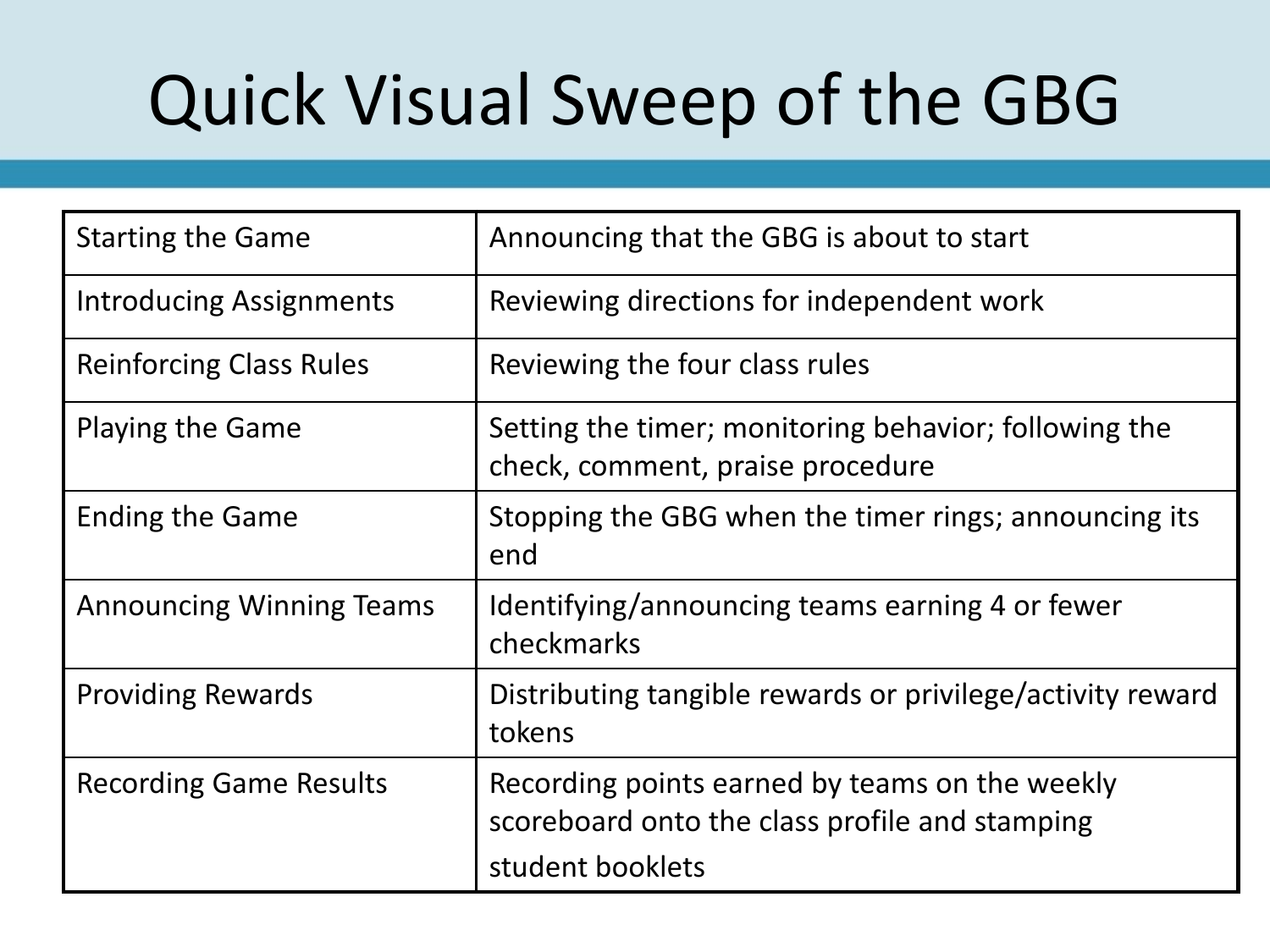# Quick Visual Sweep of the GBG

| | |
|---|---|
| Starting the Game | Announcing that the GBG is about to start |
| Introducing Assignments | Reviewing directions for independent work |
| Reinforcing Class Rules | Reviewing the four class rules |
| Playing the Game | Setting the timer; monitoring behavior; following the check, comment, praise procedure |
| Ending the Game | Stopping the GBG when the timer rings; announcing its end |
| Announcing Winning Teams | Identifying/announcing teams earning 4 or fewer checkmarks |
| Providing Rewards | Distributing tangible rewards or privilege/activity reward tokens |
| Recording Game Results | Recording points earned by teams on the weekly scoreboard onto the class profile and stamping student booklets |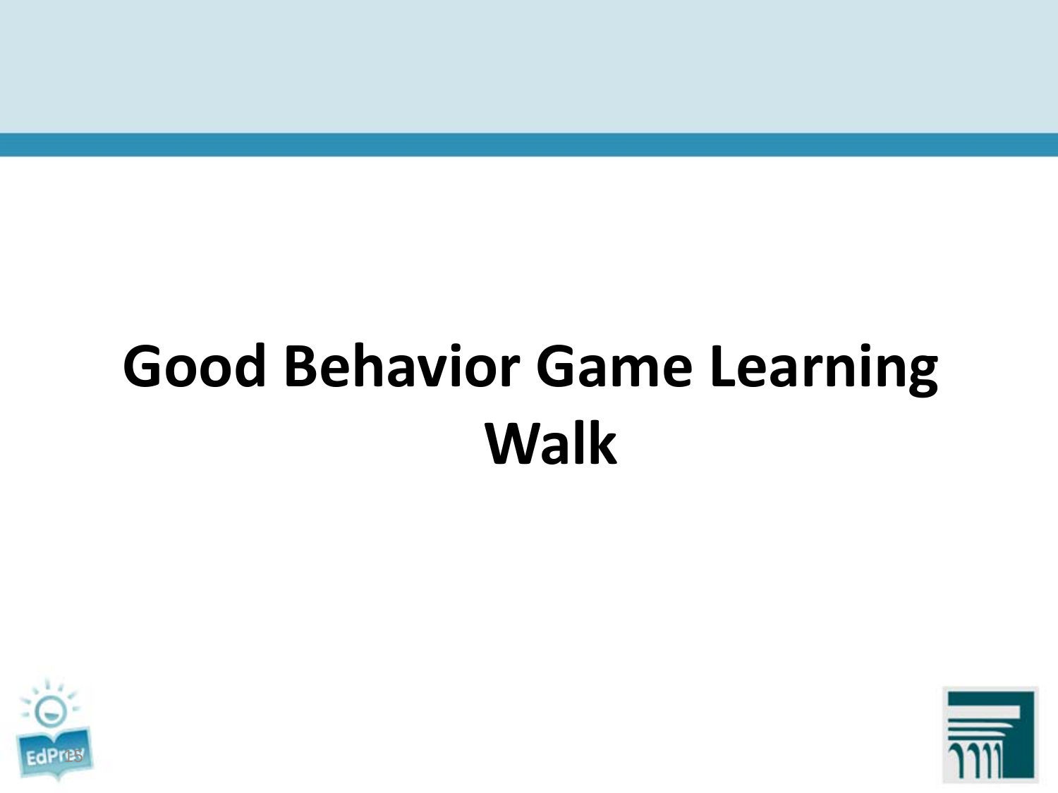# Good Behavior Game Learning Walk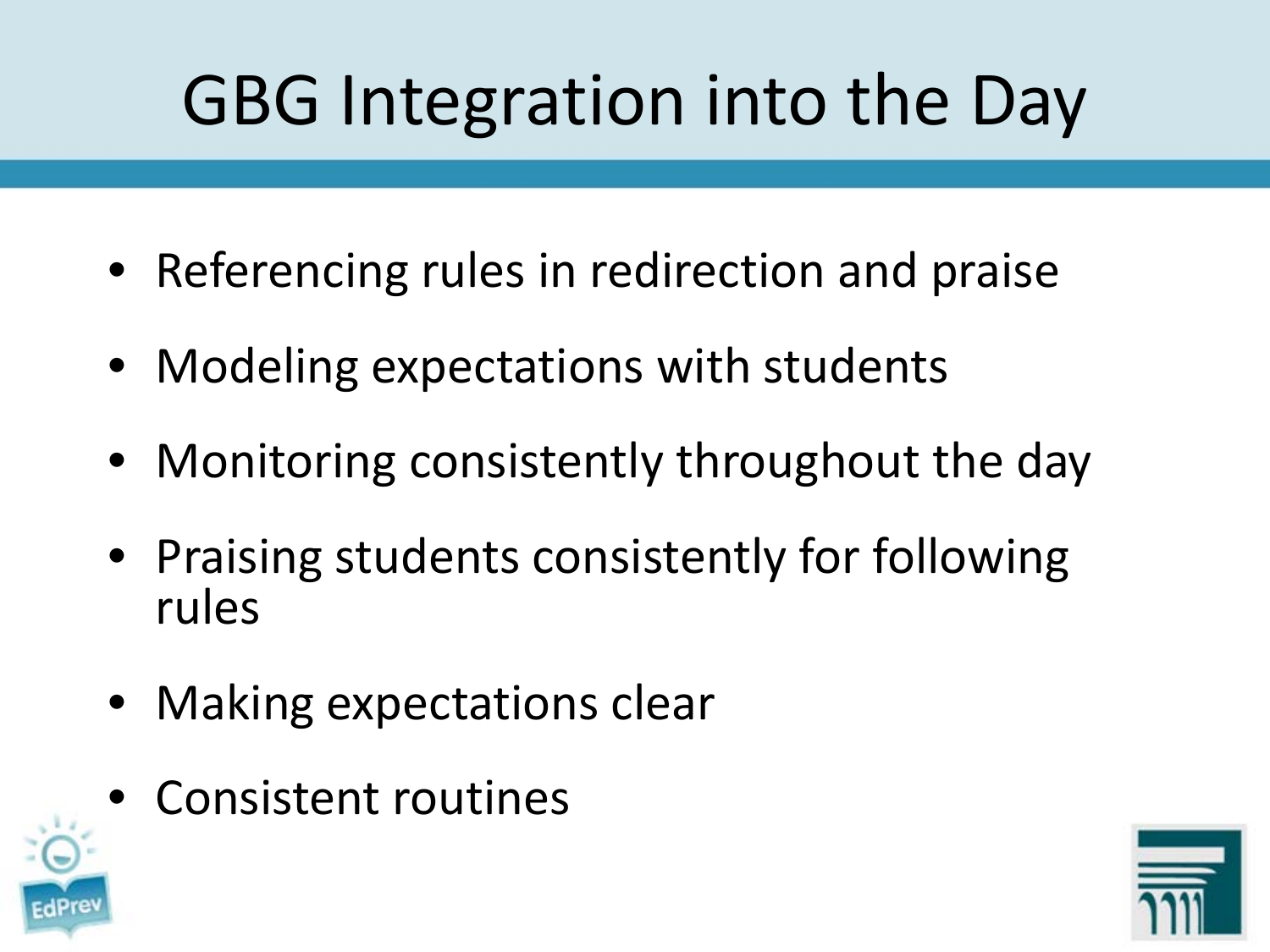# GBG Integration into the Day

- Referencing rules in redirection and praise
- Modeling expectations with students
- Monitoring consistently throughout the day
- Praising students consistently for following rules
- Making expectations clear
- Consistent routines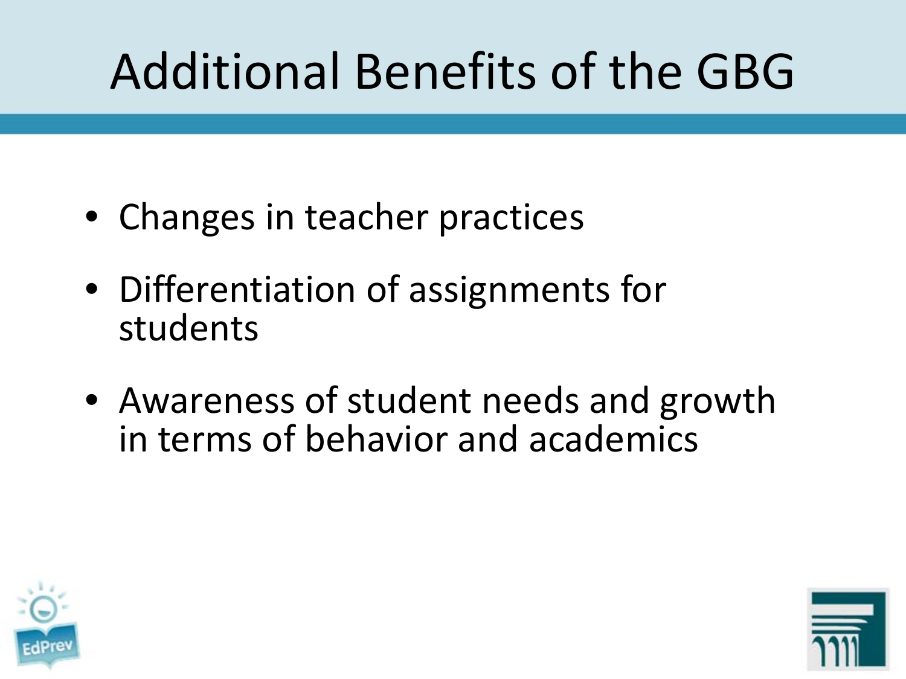# Additional Benefits of the GBG

- Changes in teacher practices
- Differentiation of assignments for students
- Awareness of student needs and growth in terms of behavior and academics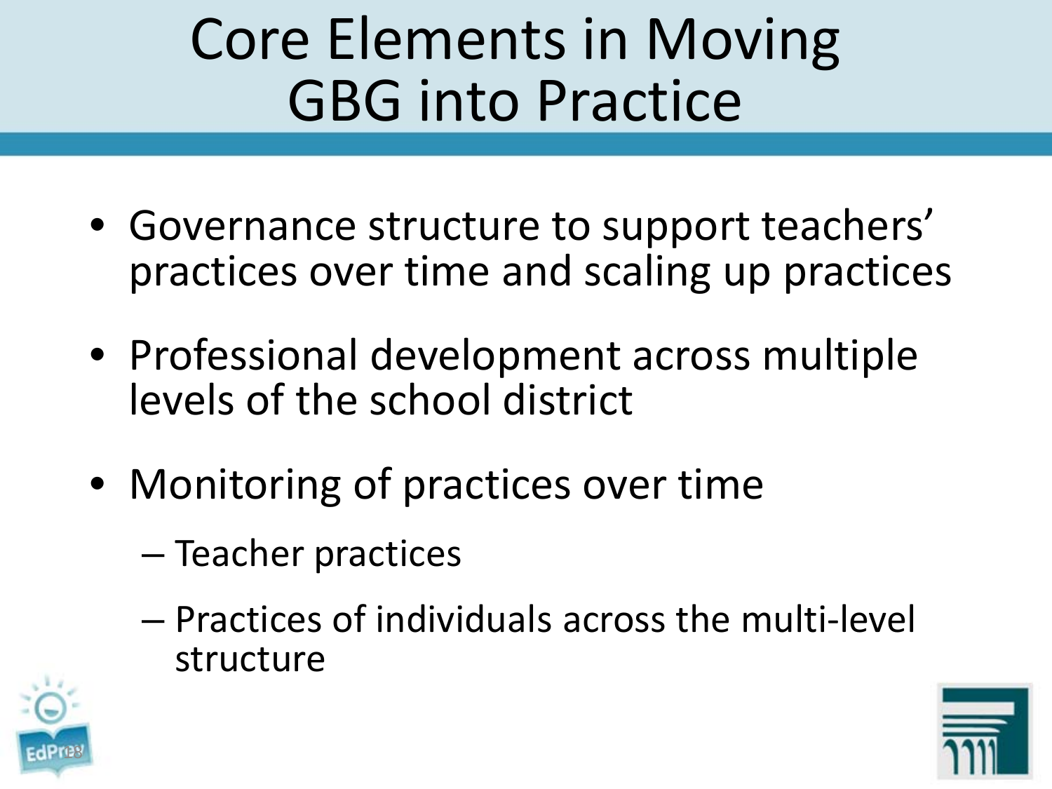# Core Elements in Moving GBG into Practice

- Governance structure to support teachers' practices over time and scaling up practices
- Professional development across multiple levels of the school district
- Monitoring of practices over time
  - Teacher practices
  - Practices of individuals across the multi-level structure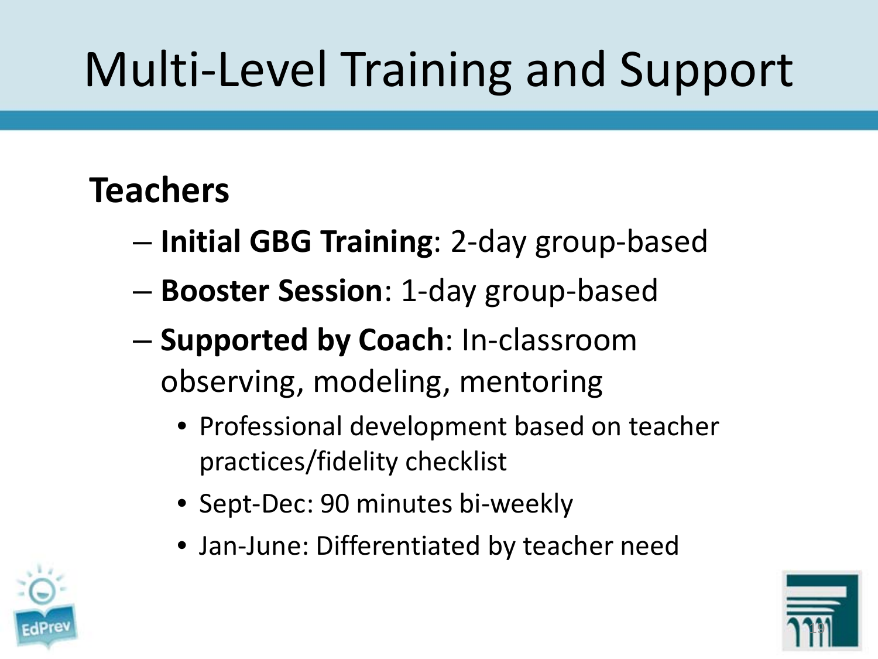# Multi-Level Training and Support

## Teachers

- **Initial GBG Training**: 2-day group-based
- **Booster Session**: 1-day group-based
- **Supported by Coach**: In-classroom observing, modeling, mentoring
  - Professional development based on teacher practices/fidelity checklist
  - Sept-Dec: 90 minutes bi-weekly
  - Jan-June: Differentiated by teacher need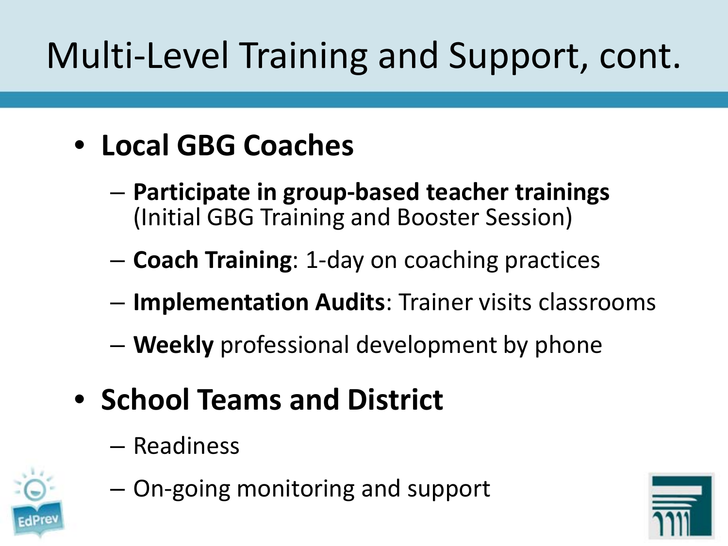# Multi-Level Training and Support, cont.

- **Local GBG Coaches**
  - **Participate in group-based teacher trainings** (Initial GBG Training and Booster Session)
  - **Coach Training**: 1-day on coaching practices
  - **Implementation Audits**: Trainer visits classrooms
  - **Weekly** professional development by phone
- **School Teams and District**
  - Readiness
  - On-going monitoring and support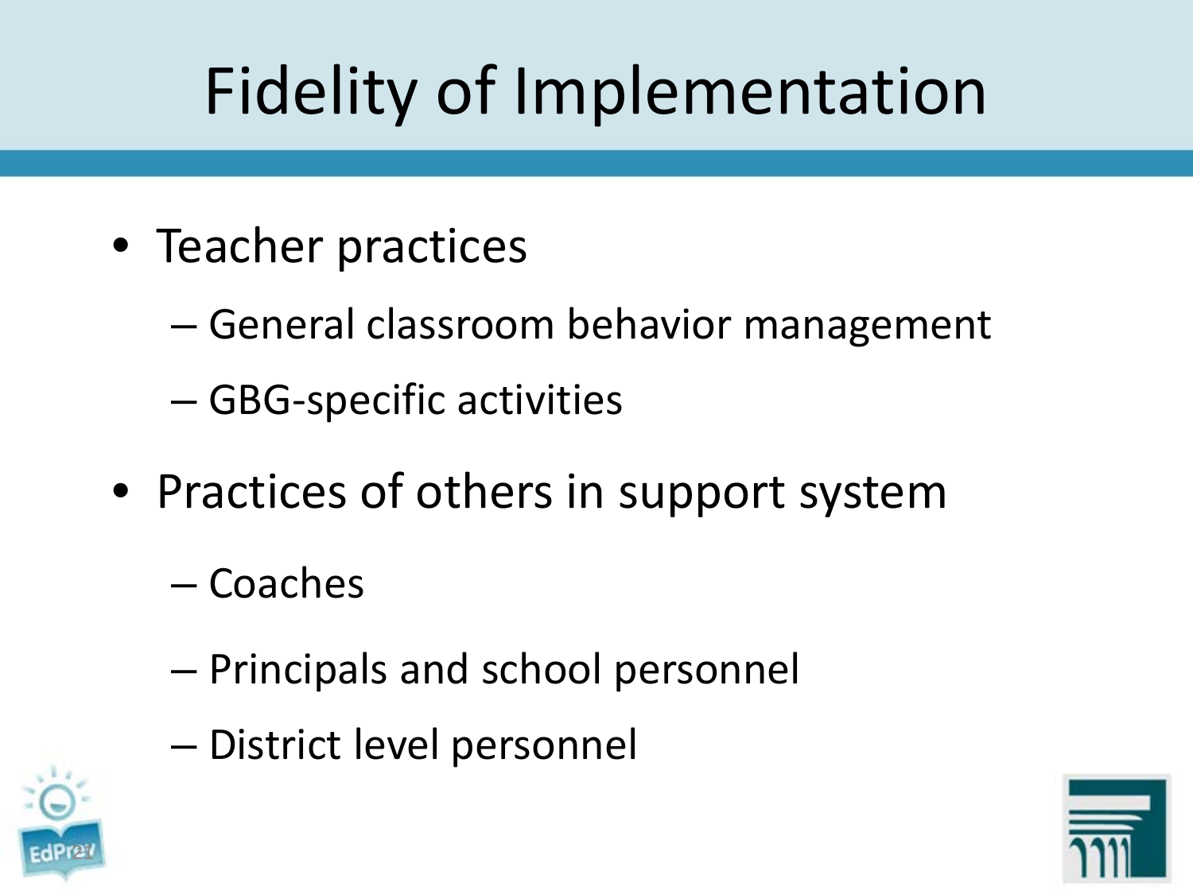# Fidelity of Implementation

- Teacher practices
  - General classroom behavior management
  - GBG-specific activities
- Practices of others in support system
  - Coaches
  - Principals and school personnel
  - District level personnel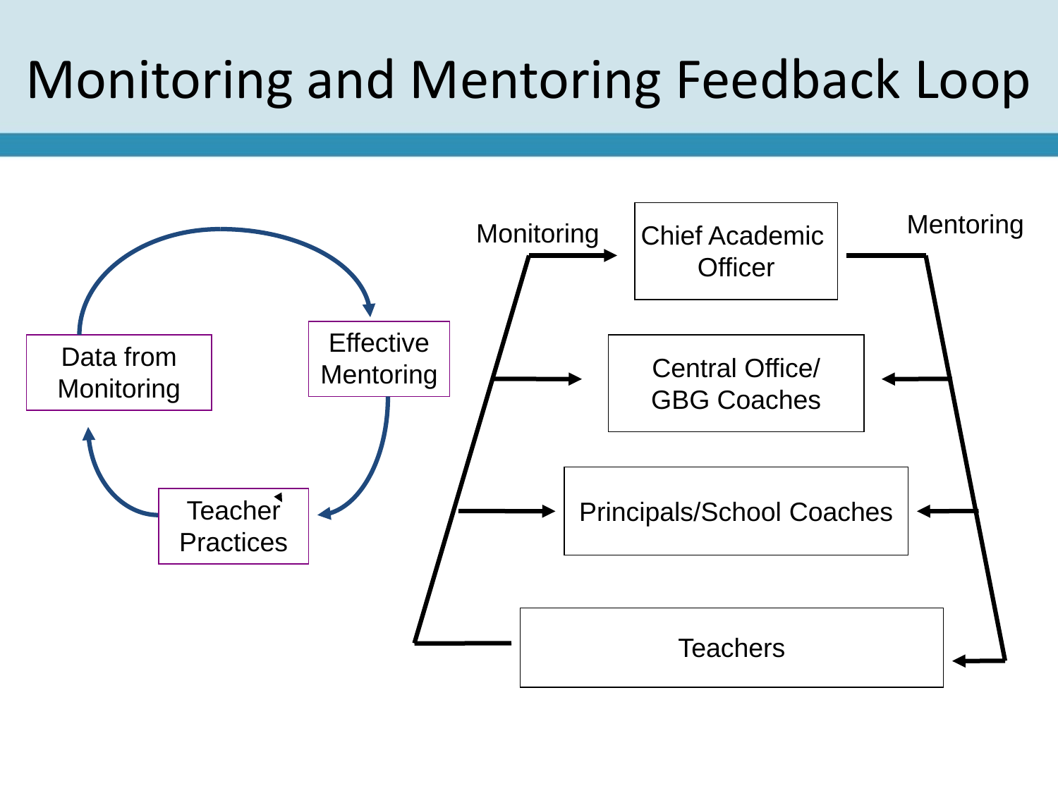# Monitoring and Mentoring Feedback Loop

Data from Monitoring

Effective Mentoring

Teacher Practices

Monitoring

Mentoring

Chief Academic Officer

Central Office/ GBG Coaches

Principals/School Coaches

Teachers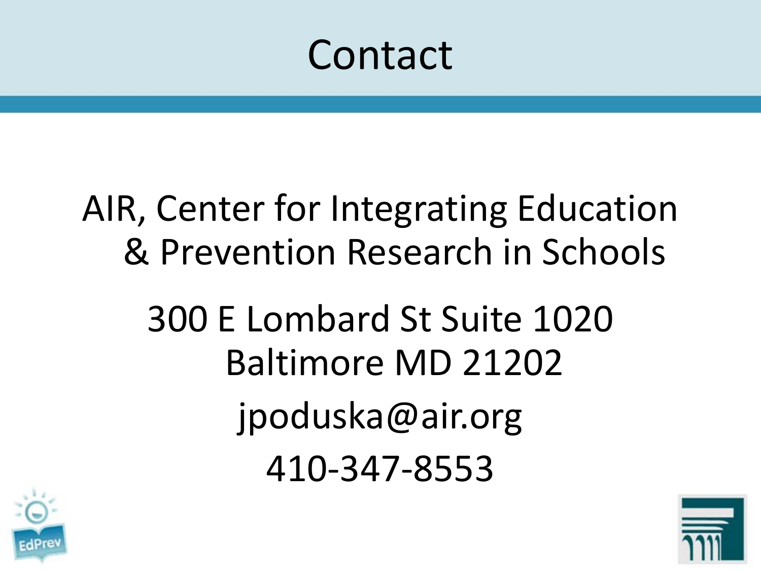# Contact

AIR, Center for Integrating Education & Prevention Research in Schools

300 E Lombard St Suite 1020
Baltimore MD 21202

jpoduska@air.org

410-347-8553